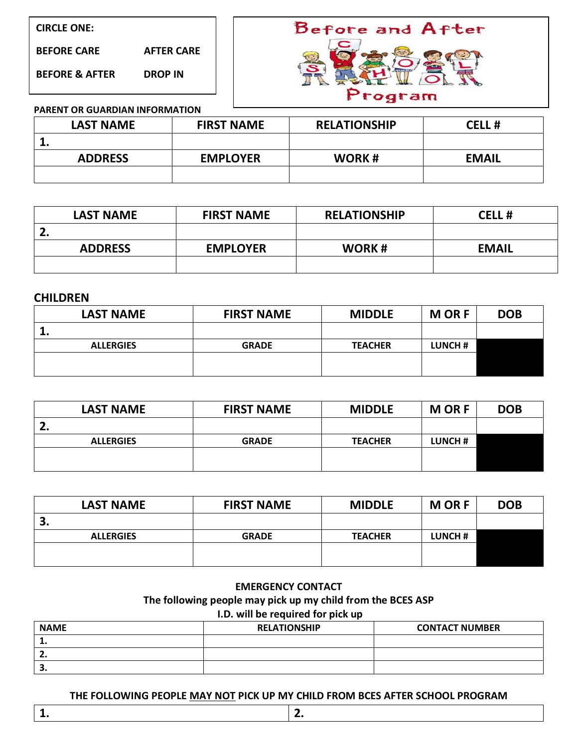**CIRCLE ONE:**

| | |
|---|---|
| **BEFORE CARE** | **AFTER CARE** |
| **BEFORE & AFTER** | **DROP IN** |

# Before and After School Program

**PARENT OR GUARDIAN INFORMATION**

| LAST NAME | FIRST NAME | RELATIONSHIP | CELL # |
|---|---|---|---|
| 1. | | | |
| **ADDRESS** | **EMPLOYER** | **WORK #** | **EMAIL** |
| | | | |

| LAST NAME | FIRST NAME | RELATIONSHIP | CELL # |
|---|---|---|---|
| 2. | | | |
| **ADDRESS** | **EMPLOYER** | **WORK #** | **EMAIL** |
| | | | |

**CHILDREN**

| LAST NAME | FIRST NAME | MIDDLE | M OR F | DOB |
|---|---|---|---|---|
| 1. | | | | |
| **ALLERGIES** | **GRADE** | **TEACHER** | **LUNCH #** | |
| | | | | |

| LAST NAME | FIRST NAME | MIDDLE | M OR F | DOB |
|---|---|---|---|---|
| 2. | | | | |
| **ALLERGIES** | **GRADE** | **TEACHER** | **LUNCH #** | |
| | | | | |

| LAST NAME | FIRST NAME | MIDDLE | M OR F | DOB |
|---|---|---|---|---|
| 3. | | | | |
| **ALLERGIES** | **GRADE** | **TEACHER** | **LUNCH #** | |
| | | | | |

**EMERGENCY CONTACT**

**The following people may pick up my child from the BCES ASP**

**I.D. will be required for pick up**

| NAME | RELATIONSHIP | CONTACT NUMBER |
|---|---|---|
| 1. | | |
| 2. | | |
| 3. | | |

**THE FOLLOWING PEOPLE MAY NOT PICK UP MY CHILD FROM BCES AFTER SCHOOL PROGRAM**

| | |
|---|---|
| 1. | 2. |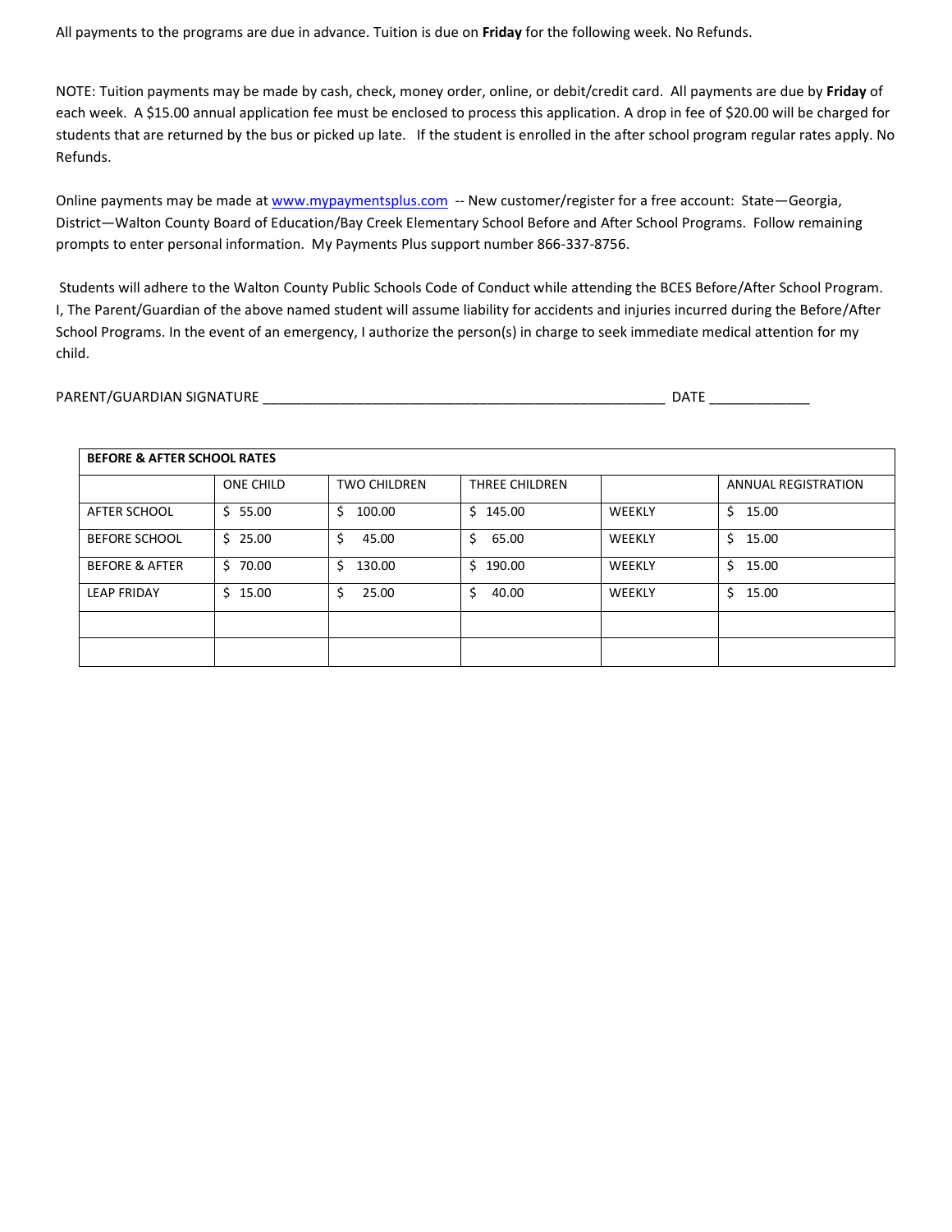All payments to the programs are due in advance. Tuition is due on **Friday** for the following week. No Refunds.

NOTE: Tuition payments may be made by cash, check, money order, online, or debit/credit card. All payments are due by **Friday** of each week. A $15.00 annual application fee must be enclosed to process this application. A drop in fee of $20.00 will be charged for students that are returned by the bus or picked up late. If the student is enrolled in the after school program regular rates apply. No Refunds.

Online payments may be made at www.mypaymentsplus.com -- New customer/register for a free account: State—Georgia, District—Walton County Board of Education/Bay Creek Elementary School Before and After School Programs. Follow remaining prompts to enter personal information. My Payments Plus support number 866-337-8756.

Students will adhere to the Walton County Public Schools Code of Conduct while attending the BCES Before/After School Program. I, The Parent/Guardian of the above named student will assume liability for accidents and injuries incurred during the Before/After School Programs. In the event of an emergency, I authorize the person(s) in charge to seek immediate medical attention for my child.

PARENT/GUARDIAN SIGNATURE _______________________________________________________ DATE _____________

| **BEFORE & AFTER SCHOOL RATES** | | | | | |
|---|---|---|---|---|---|
| | ONE CHILD | TWO CHILDREN | THREE CHILDREN | | ANNUAL REGISTRATION |
| AFTER SCHOOL | $ 55.00 | $ 100.00 | $ 145.00 | WEEKLY | $ 15.00 |
| BEFORE SCHOOL | $ 25.00 | $ 45.00 | $ 65.00 | WEEKLY | $ 15.00 |
| BEFORE & AFTER | $ 70.00 | $ 130.00 | $ 190.00 | WEEKLY | $ 15.00 |
| LEAP FRIDAY | $ 15.00 | $ 25.00 | $ 40.00 | WEEKLY | $ 15.00 |
| | | | | | |
| | | | | | |